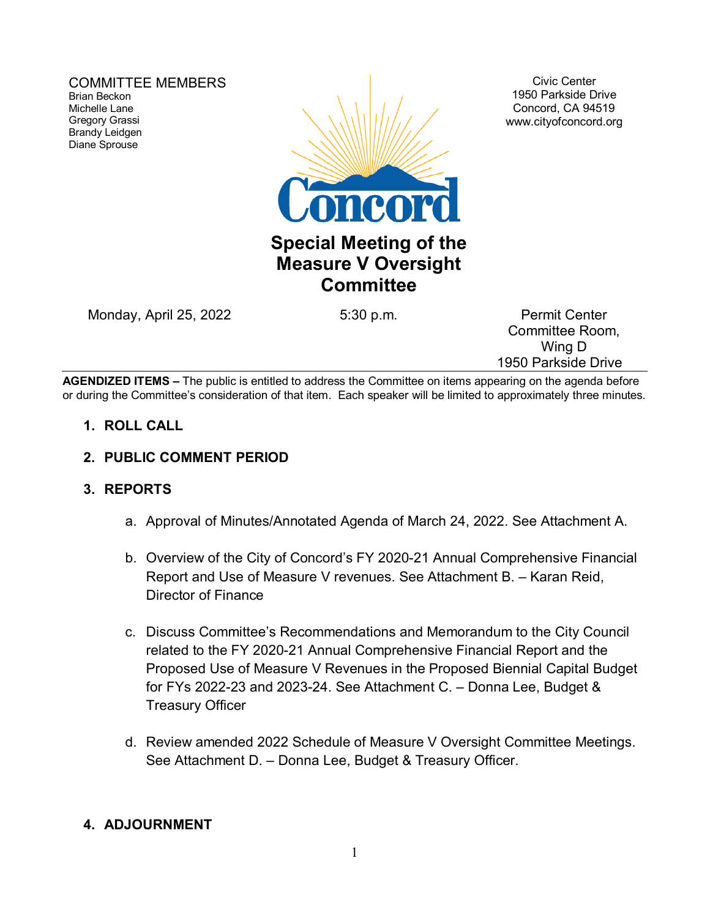COMMITTEE MEMBERS
Brian Beckon
Michelle Lane
Gregory Grassi
Brandy Leidgen
Diane Sprouse

Civic Center
1950 Parkside Drive
Concord, CA 94519
www.cityofconcord.org

Concord

# Special Meeting of the Measure V Oversight Committee

Monday, April 25, 2022 | 5:30 p.m. | Permit Center Committee Room, Wing D 1950 Parkside Drive

**AGENDIZED ITEMS –** The public is entitled to address the Committee on items appearing on the agenda before or during the Committee's consideration of that item. Each speaker will be limited to approximately three minutes.

1. **ROLL CALL**

2. **PUBLIC COMMENT PERIOD**

3. **REPORTS**

   a. Approval of Minutes/Annotated Agenda of March 24, 2022. See Attachment A.

   b. Overview of the City of Concord's FY 2020-21 Annual Comprehensive Financial Report and Use of Measure V revenues. See Attachment B. – Karan Reid, Director of Finance

   c. Discuss Committee's Recommendations and Memorandum to the City Council related to the FY 2020-21 Annual Comprehensive Financial Report and the Proposed Use of Measure V Revenues in the Proposed Biennial Capital Budget for FYs 2022-23 and 2023-24. See Attachment C. – Donna Lee, Budget & Treasury Officer

   d. Review amended 2022 Schedule of Measure V Oversight Committee Meetings. See Attachment D. – Donna Lee, Budget & Treasury Officer.

4. **ADJOURNMENT**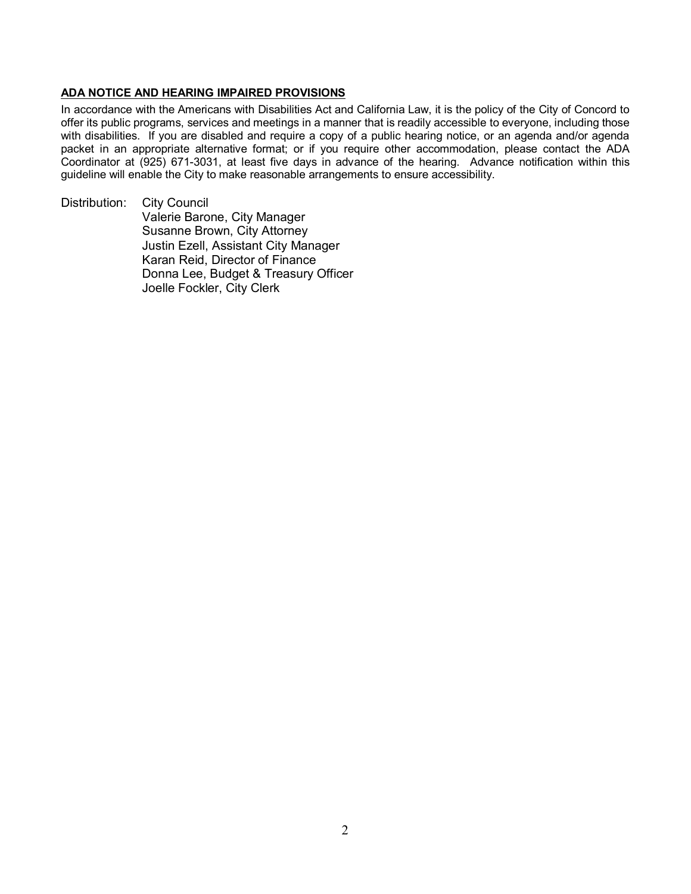**ADA NOTICE AND HEARING IMPAIRED PROVISIONS**

In accordance with the Americans with Disabilities Act and California Law, it is the policy of the City of Concord to offer its public programs, services and meetings in a manner that is readily accessible to everyone, including those with disabilities. If you are disabled and require a copy of a public hearing notice, or an agenda and/or agenda packet in an appropriate alternative format; or if you require other accommodation, please contact the ADA Coordinator at (925) 671-3031, at least five days in advance of the hearing. Advance notification within this guideline will enable the City to make reasonable arrangements to ensure accessibility.

Distribution: City Council
Valerie Barone, City Manager
Susanne Brown, City Attorney
Justin Ezell, Assistant City Manager
Karan Reid, Director of Finance
Donna Lee, Budget & Treasury Officer
Joelle Fockler, City Clerk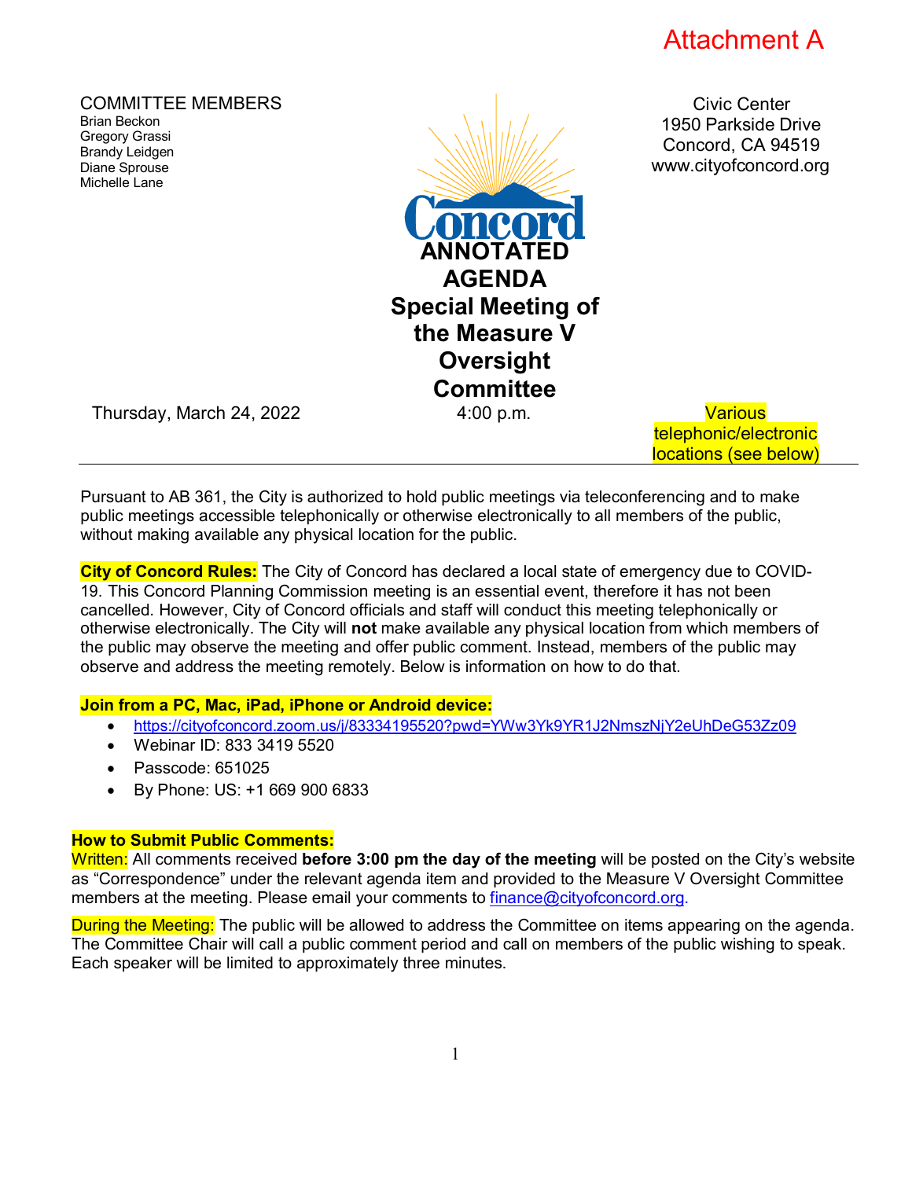Attachment A

COMMITTEE MEMBERS
Brian Beckon
Gregory Grassi
Brandy Leidgen
Diane Sprouse
Michelle Lane

Civic Center
1950 Parkside Drive
Concord, CA 94519
www.cityofconcord.org

# ANNOTATED AGENDA
# Special Meeting of the Measure V Oversight Committee

Thursday, March 24, 2022 | 4:00 p.m. | Various telephonic/electronic locations (see below)

---

Pursuant to AB 361, the City is authorized to hold public meetings via teleconferencing and to make public meetings accessible telephonically or otherwise electronically to all members of the public, without making available any physical location for the public.

**City of Concord Rules:** The City of Concord has declared a local state of emergency due to COVID-19. This Concord Planning Commission meeting is an essential event, therefore it has not been cancelled. However, City of Concord officials and staff will conduct this meeting telephonically or otherwise electronically. The City will **not** make available any physical location from which members of the public may observe the meeting and offer public comment. Instead, members of the public may observe and address the meeting remotely. Below is information on how to do that.

**Join from a PC, Mac, iPad, iPhone or Android device:**

- https://cityofconcord.zoom.us/j/83334195520?pwd=YWw3Yk9YR1J2NmszNjY2eUhDeG53Zz09
- Webinar ID: 833 3419 5520
- Passcode: 651025
- By Phone: US: +1 669 900 6833

**How to Submit Public Comments:**

Written: All comments received **before 3:00 pm the day of the meeting** will be posted on the City's website as "Correspondence" under the relevant agenda item and provided to the Measure V Oversight Committee members at the meeting. Please email your comments to finance@cityofconcord.org.

During the Meeting: The public will be allowed to address the Committee on items appearing on the agenda. The Committee Chair will call a public comment period and call on members of the public wishing to speak. Each speaker will be limited to approximately three minutes.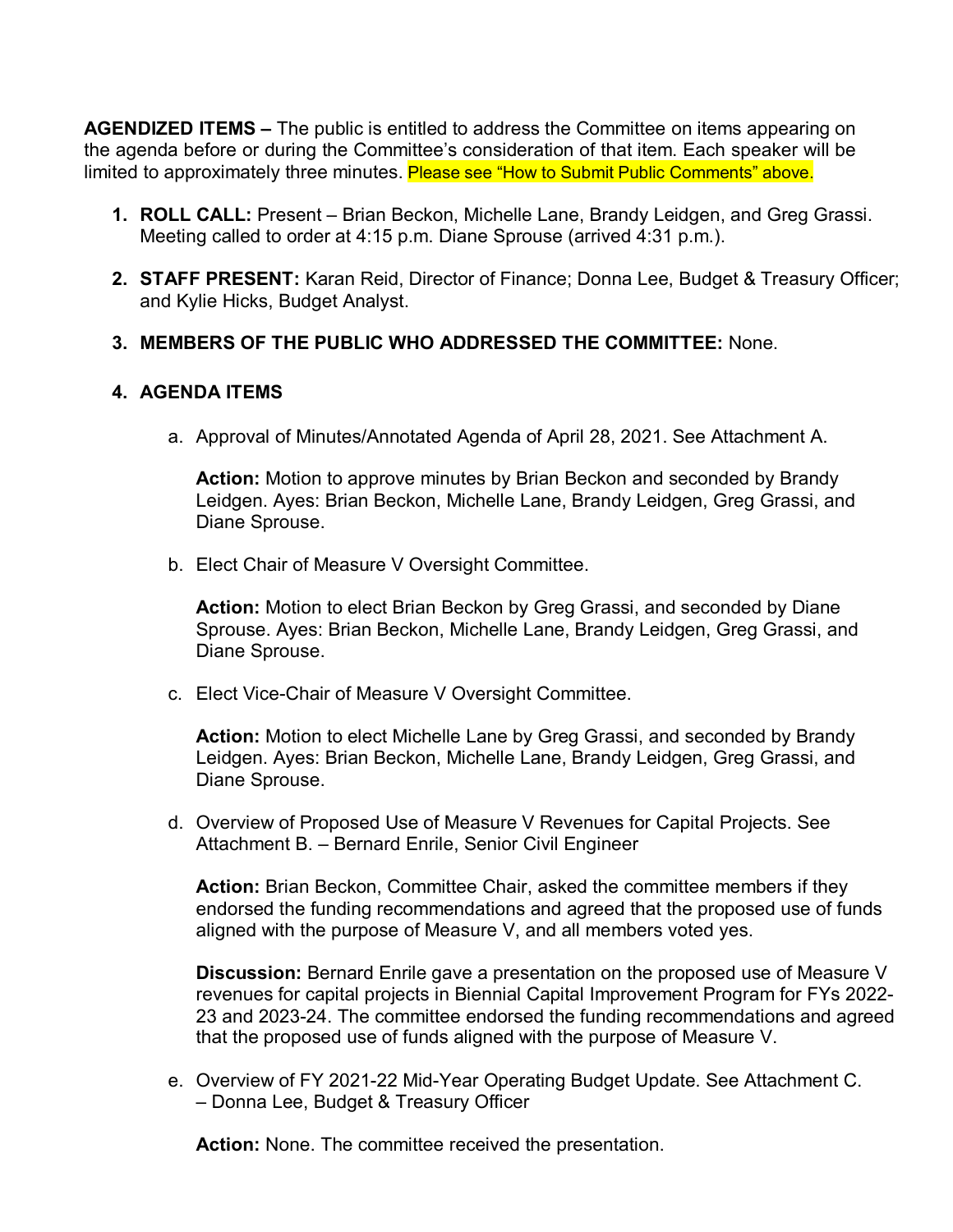**AGENDIZED ITEMS –** The public is entitled to address the Committee on items appearing on the agenda before or during the Committee's consideration of that item. Each speaker will be limited to approximately three minutes. Please see "How to Submit Public Comments" above.

1. **ROLL CALL:** Present – Brian Beckon, Michelle Lane, Brandy Leidgen, and Greg Grassi. Meeting called to order at 4:15 p.m. Diane Sprouse (arrived 4:31 p.m.).

2. **STAFF PRESENT:** Karan Reid, Director of Finance; Donna Lee, Budget & Treasury Officer; and Kylie Hicks, Budget Analyst.

3. **MEMBERS OF THE PUBLIC WHO ADDRESSED THE COMMITTEE:** None.

4. **AGENDA ITEMS**

   a. Approval of Minutes/Annotated Agenda of April 28, 2021. See Attachment A.

      **Action:** Motion to approve minutes by Brian Beckon and seconded by Brandy Leidgen. Ayes: Brian Beckon, Michelle Lane, Brandy Leidgen, Greg Grassi, and Diane Sprouse.

   b. Elect Chair of Measure V Oversight Committee.

      **Action:** Motion to elect Brian Beckon by Greg Grassi, and seconded by Diane Sprouse. Ayes: Brian Beckon, Michelle Lane, Brandy Leidgen, Greg Grassi, and Diane Sprouse.

   c. Elect Vice-Chair of Measure V Oversight Committee.

      **Action:** Motion to elect Michelle Lane by Greg Grassi, and seconded by Brandy Leidgen. Ayes: Brian Beckon, Michelle Lane, Brandy Leidgen, Greg Grassi, and Diane Sprouse.

   d. Overview of Proposed Use of Measure V Revenues for Capital Projects. See Attachment B. – Bernard Enrile, Senior Civil Engineer

      **Action:** Brian Beckon, Committee Chair, asked the committee members if they endorsed the funding recommendations and agreed that the proposed use of funds aligned with the purpose of Measure V, and all members voted yes.

      **Discussion:** Bernard Enrile gave a presentation on the proposed use of Measure V revenues for capital projects in Biennial Capital Improvement Program for FYs 2022-23 and 2023-24. The committee endorsed the funding recommendations and agreed that the proposed use of funds aligned with the purpose of Measure V.

   e. Overview of FY 2021-22 Mid-Year Operating Budget Update. See Attachment C. – Donna Lee, Budget & Treasury Officer

      **Action:** None. The committee received the presentation.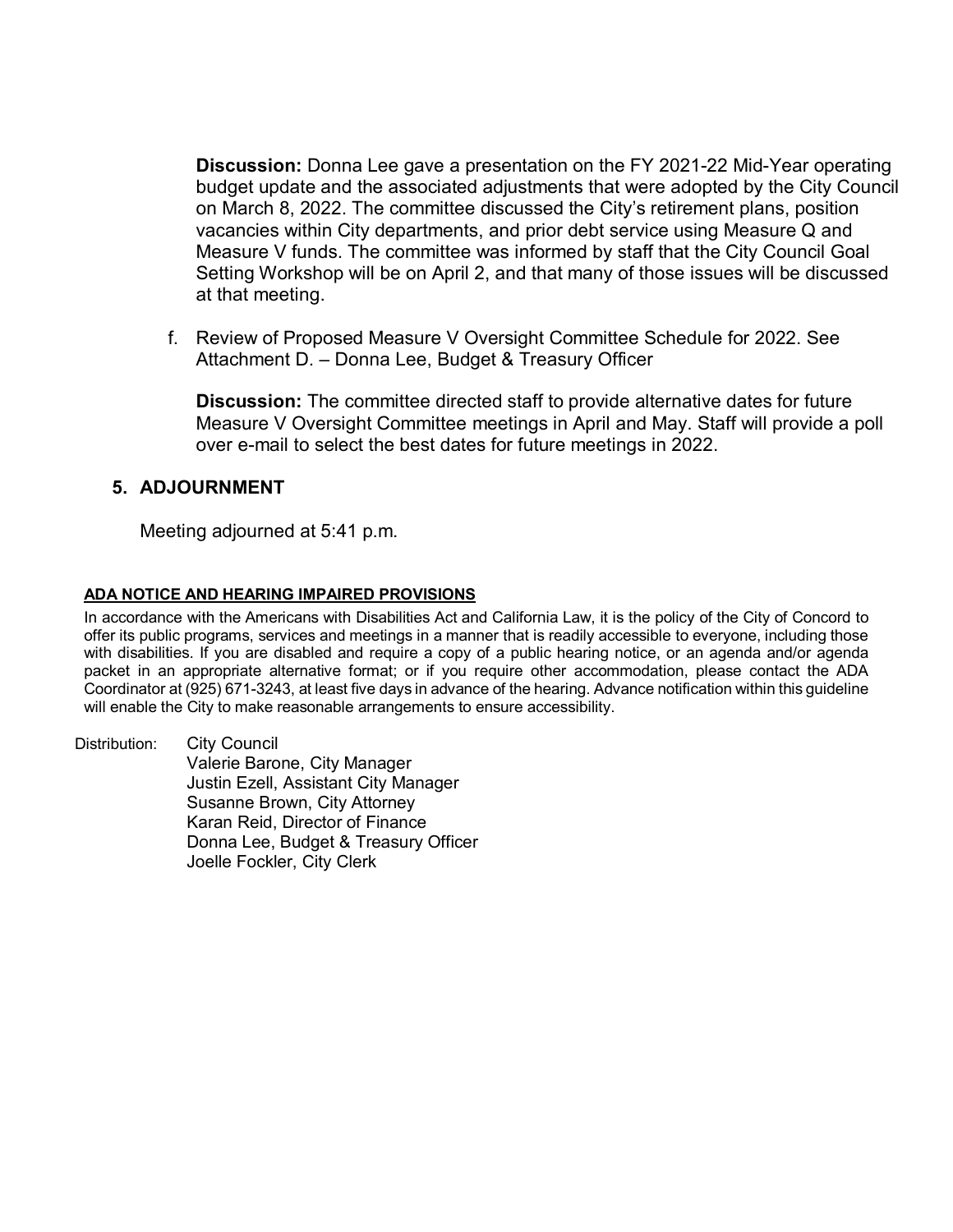**Discussion:** Donna Lee gave a presentation on the FY 2021-22 Mid-Year operating budget update and the associated adjustments that were adopted by the City Council on March 8, 2022. The committee discussed the City's retirement plans, position vacancies within City departments, and prior debt service using Measure Q and Measure V funds. The committee was informed by staff that the City Council Goal Setting Workshop will be on April 2, and that many of those issues will be discussed at that meeting.

f. Review of Proposed Measure V Oversight Committee Schedule for 2022. See Attachment D. – Donna Lee, Budget & Treasury Officer

**Discussion:** The committee directed staff to provide alternative dates for future Measure V Oversight Committee meetings in April and May. Staff will provide a poll over e-mail to select the best dates for future meetings in 2022.

## 5. ADJOURNMENT

Meeting adjourned at 5:41 p.m.

**ADA NOTICE AND HEARING IMPAIRED PROVISIONS**

In accordance with the Americans with Disabilities Act and California Law, it is the policy of the City of Concord to offer its public programs, services and meetings in a manner that is readily accessible to everyone, including those with disabilities. If you are disabled and require a copy of a public hearing notice, or an agenda and/or agenda packet in an appropriate alternative format; or if you require other accommodation, please contact the ADA Coordinator at (925) 671-3243, at least five days in advance of the hearing. Advance notification within this guideline will enable the City to make reasonable arrangements to ensure accessibility.

Distribution:
City Council
Valerie Barone, City Manager
Justin Ezell, Assistant City Manager
Susanne Brown, City Attorney
Karan Reid, Director of Finance
Donna Lee, Budget & Treasury Officer
Joelle Fockler, City Clerk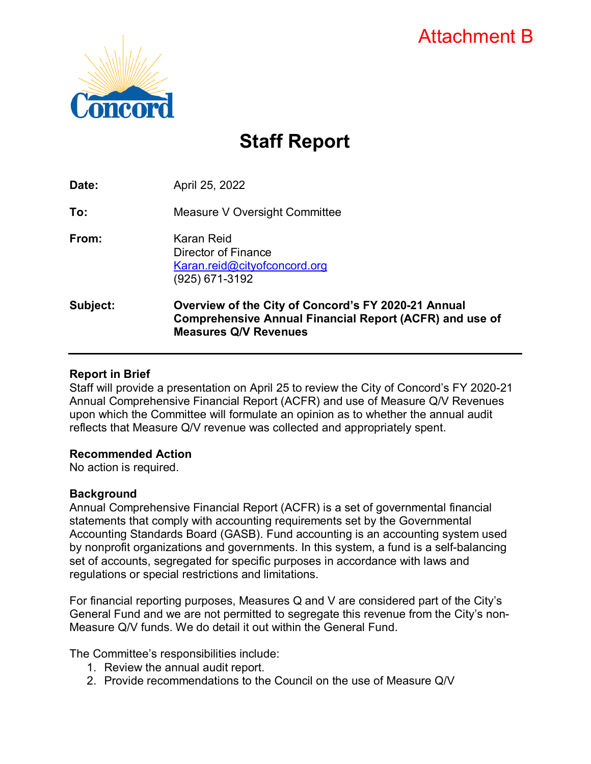Attachment B

Concord

# Staff Report

| | |
|---|---|
| **Date:** | April 25, 2022 |
| **To:** | Measure V Oversight Committee |
| **From:** | Karan Reid<br>Director of Finance<br>Karan.reid@cityofconcord.org<br>(925) 671-3192 |
| **Subject:** | **Overview of the City of Concord's FY 2020-21 Annual Comprehensive Annual Financial Report (ACFR) and use of Measures Q/V Revenues** |

**Report in Brief**

Staff will provide a presentation on April 25 to review the City of Concord's FY 2020-21 Annual Comprehensive Financial Report (ACFR) and use of Measure Q/V Revenues upon which the Committee will formulate an opinion as to whether the annual audit reflects that Measure Q/V revenue was collected and appropriately spent.

**Recommended Action**

No action is required.

**Background**

Annual Comprehensive Financial Report (ACFR) is a set of governmental financial statements that comply with accounting requirements set by the Governmental Accounting Standards Board (GASB). Fund accounting is an accounting system used by nonprofit organizations and governments. In this system, a fund is a self-balancing set of accounts, segregated for specific purposes in accordance with laws and regulations or special restrictions and limitations.

For financial reporting purposes, Measures Q and V are considered part of the City's General Fund and we are not permitted to segregate this revenue from the City's non-Measure Q/V funds. We do detail it out within the General Fund.

The Committee's responsibilities include:

1. Review the annual audit report.
2. Provide recommendations to the Council on the use of Measure Q/V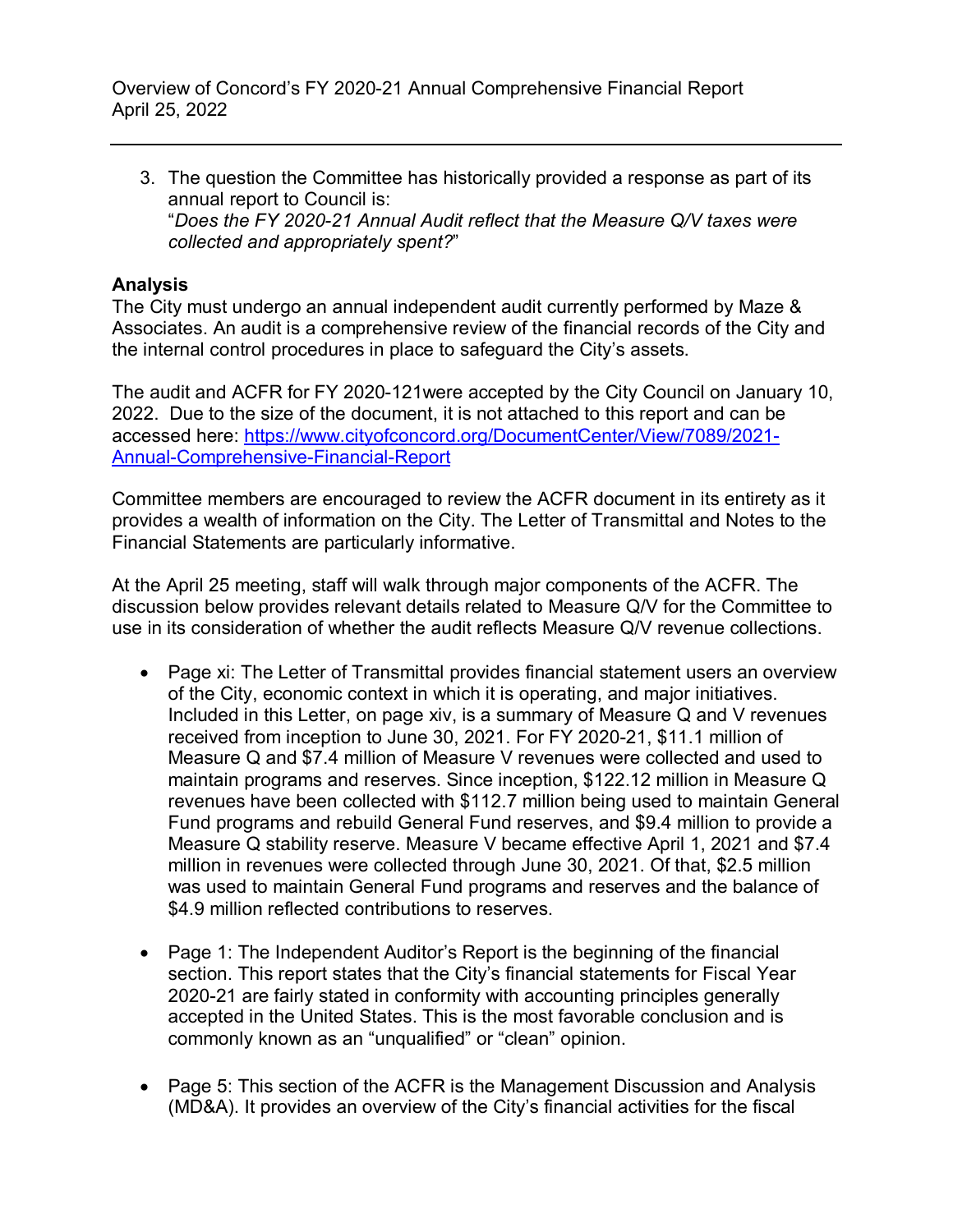3. The question the Committee has historically provided a response as part of its annual report to Council is:
   "*Does the FY 2020-21 Annual Audit reflect that the Measure Q/V taxes were collected and appropriately spent?*"

**Analysis**

The City must undergo an annual independent audit currently performed by Maze & Associates. An audit is a comprehensive review of the financial records of the City and the internal control procedures in place to safeguard the City's assets.

The audit and ACFR for FY 2020-121were accepted by the City Council on January 10, 2022. Due to the size of the document, it is not attached to this report and can be accessed here: [https://www.cityofconcord.org/DocumentCenter/View/7089/2021-Annual-Comprehensive-Financial-Report](https://www.cityofconcord.org/DocumentCenter/View/7089/2021-Annual-Comprehensive-Financial-Report)

Committee members are encouraged to review the ACFR document in its entirety as it provides a wealth of information on the City. The Letter of Transmittal and Notes to the Financial Statements are particularly informative.

At the April 25 meeting, staff will walk through major components of the ACFR. The discussion below provides relevant details related to Measure Q/V for the Committee to use in its consideration of whether the audit reflects Measure Q/V revenue collections.

- Page xi: The Letter of Transmittal provides financial statement users an overview of the City, economic context in which it is operating, and major initiatives. Included in this Letter, on page xiv, is a summary of Measure Q and V revenues received from inception to June 30, 2021. For FY 2020-21, $11.1 million of Measure Q and $7.4 million of Measure V revenues were collected and used to maintain programs and reserves. Since inception, $122.12 million in Measure Q revenues have been collected with $112.7 million being used to maintain General Fund programs and rebuild General Fund reserves, and $9.4 million to provide a Measure Q stability reserve. Measure V became effective April 1, 2021 and $7.4 million in revenues were collected through June 30, 2021. Of that, $2.5 million was used to maintain General Fund programs and reserves and the balance of $4.9 million reflected contributions to reserves.

- Page 1: The Independent Auditor's Report is the beginning of the financial section. This report states that the City's financial statements for Fiscal Year 2020-21 are fairly stated in conformity with accounting principles generally accepted in the United States. This is the most favorable conclusion and is commonly known as an "unqualified" or "clean" opinion.

- Page 5: This section of the ACFR is the Management Discussion and Analysis (MD&A). It provides an overview of the City's financial activities for the fiscal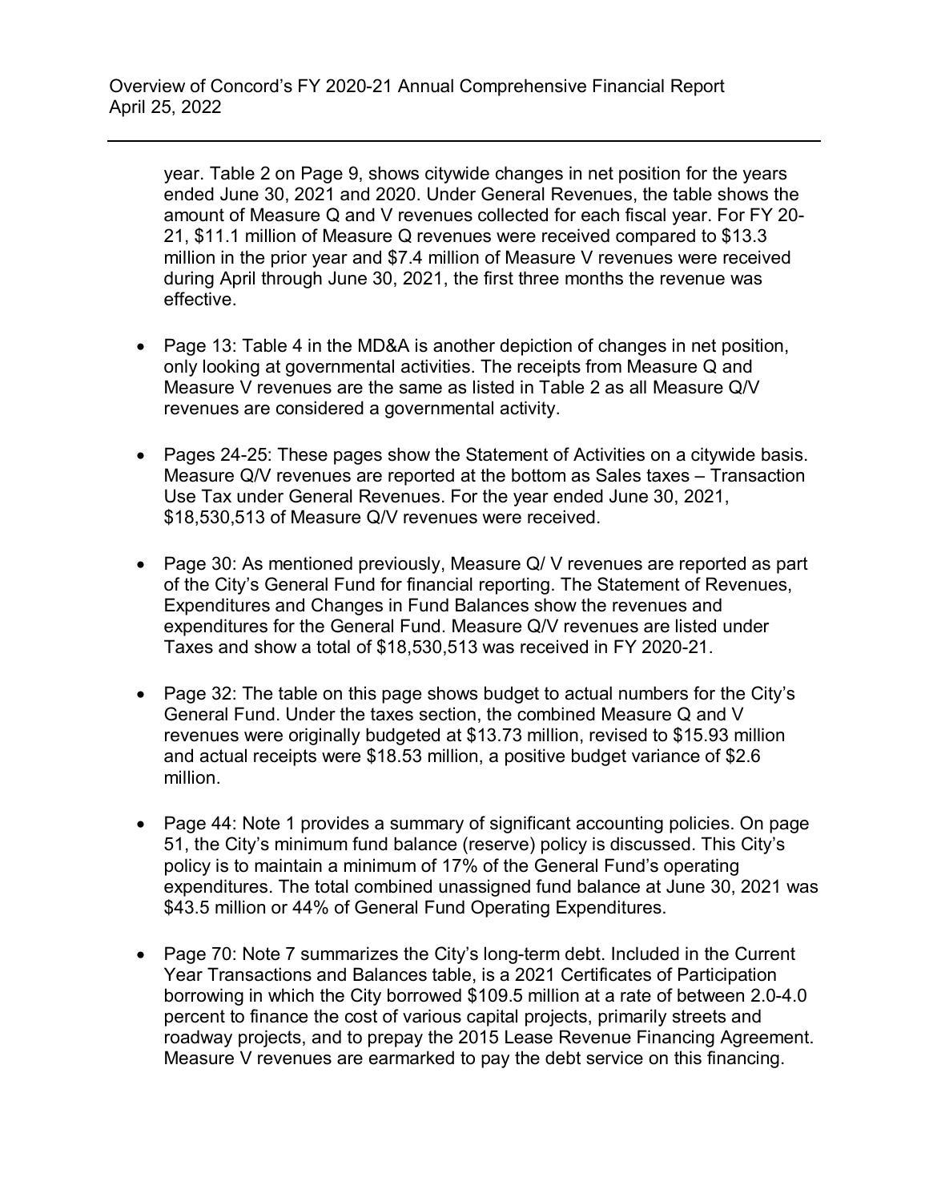year. Table 2 on Page 9, shows citywide changes in net position for the years ended June 30, 2021 and 2020. Under General Revenues, the table shows the amount of Measure Q and V revenues collected for each fiscal year. For FY 20-21, $11.1 million of Measure Q revenues were received compared to $13.3 million in the prior year and $7.4 million of Measure V revenues were received during April through June 30, 2021, the first three months the revenue was effective.

- Page 13: Table 4 in the MD&A is another depiction of changes in net position, only looking at governmental activities. The receipts from Measure Q and Measure V revenues are the same as listed in Table 2 as all Measure Q/V revenues are considered a governmental activity.

- Pages 24-25: These pages show the Statement of Activities on a citywide basis. Measure Q/V revenues are reported at the bottom as Sales taxes – Transaction Use Tax under General Revenues. For the year ended June 30, 2021, $18,530,513 of Measure Q/V revenues were received.

- Page 30: As mentioned previously, Measure Q/ V revenues are reported as part of the City's General Fund for financial reporting. The Statement of Revenues, Expenditures and Changes in Fund Balances show the revenues and expenditures for the General Fund. Measure Q/V revenues are listed under Taxes and show a total of $18,530,513 was received in FY 2020-21.

- Page 32: The table on this page shows budget to actual numbers for the City's General Fund. Under the taxes section, the combined Measure Q and V revenues were originally budgeted at $13.73 million, revised to $15.93 million and actual receipts were $18.53 million, a positive budget variance of $2.6 million.

- Page 44: Note 1 provides a summary of significant accounting policies. On page 51, the City's minimum fund balance (reserve) policy is discussed. This City's policy is to maintain a minimum of 17% of the General Fund's operating expenditures. The total combined unassigned fund balance at June 30, 2021 was $43.5 million or 44% of General Fund Operating Expenditures.

- Page 70: Note 7 summarizes the City's long-term debt. Included in the Current Year Transactions and Balances table, is a 2021 Certificates of Participation borrowing in which the City borrowed $109.5 million at a rate of between 2.0-4.0 percent to finance the cost of various capital projects, primarily streets and roadway projects, and to prepay the 2015 Lease Revenue Financing Agreement. Measure V revenues are earmarked to pay the debt service on this financing.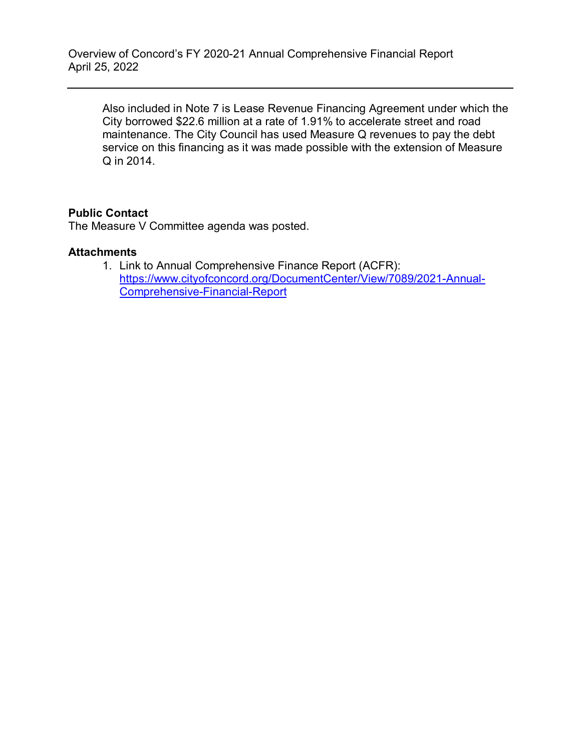Also included in Note 7 is Lease Revenue Financing Agreement under which the City borrowed $22.6 million at a rate of 1.91% to accelerate street and road maintenance. The City Council has used Measure Q revenues to pay the debt service on this financing as it was made possible with the extension of Measure Q in 2014.

**Public Contact**

The Measure V Committee agenda was posted.

**Attachments**

1. Link to Annual Comprehensive Finance Report (ACFR): [https://www.cityofconcord.org/DocumentCenter/View/7089/2021-Annual-Comprehensive-Financial-Report](https://www.cityofconcord.org/DocumentCenter/View/7089/2021-Annual-Comprehensive-Financial-Report)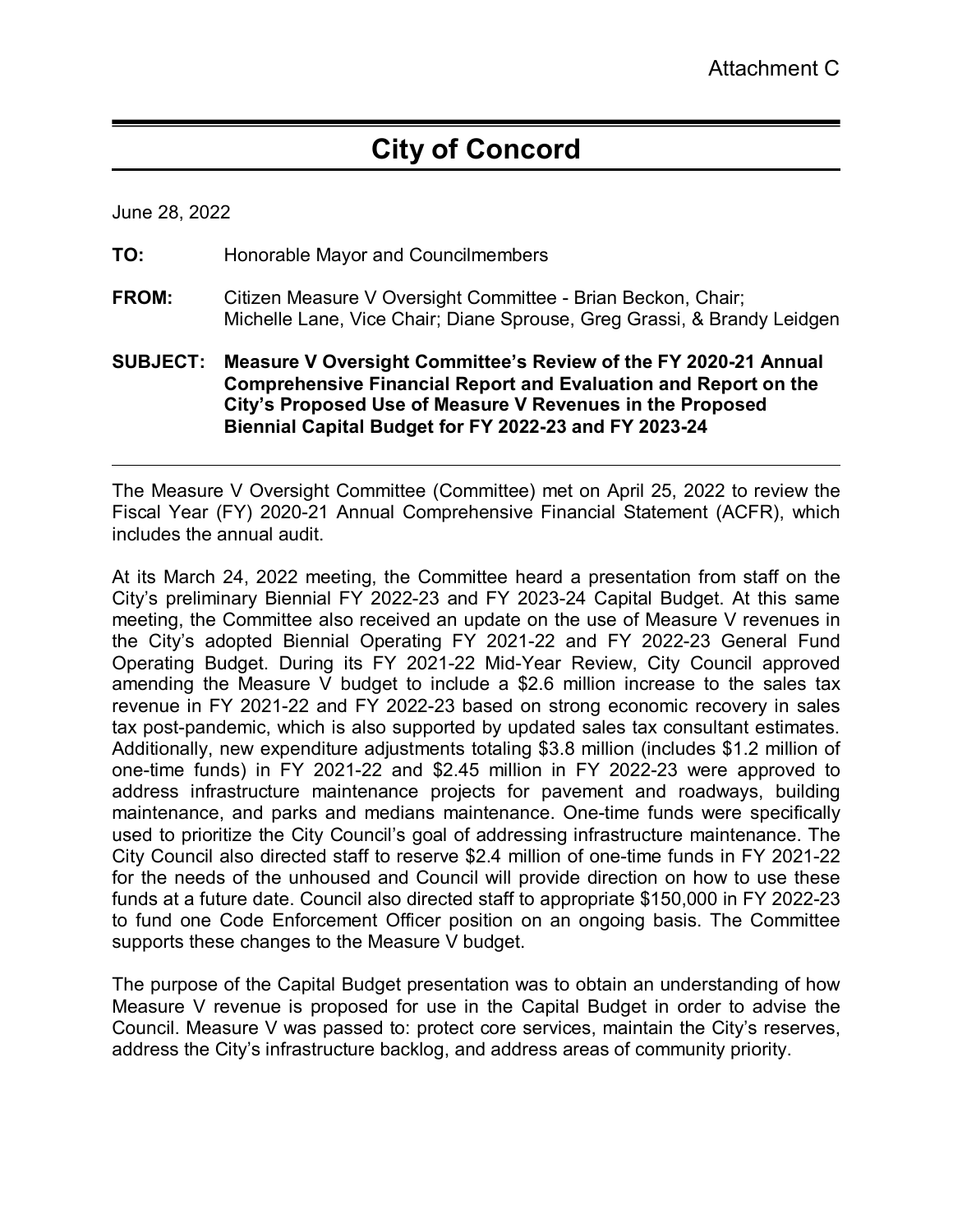Attachment C

# City of Concord

June 28, 2022

**TO:** Honorable Mayor and Councilmembers

**FROM:** Citizen Measure V Oversight Committee - Brian Beckon, Chair; Michelle Lane, Vice Chair; Diane Sprouse, Greg Grassi, & Brandy Leidgen

**SUBJECT: Measure V Oversight Committee's Review of the FY 2020-21 Annual Comprehensive Financial Report and Evaluation and Report on the City's Proposed Use of Measure V Revenues in the Proposed Biennial Capital Budget for FY 2022-23 and FY 2023-24**

---

The Measure V Oversight Committee (Committee) met on April 25, 2022 to review the Fiscal Year (FY) 2020-21 Annual Comprehensive Financial Statement (ACFR), which includes the annual audit.

At its March 24, 2022 meeting, the Committee heard a presentation from staff on the City's preliminary Biennial FY 2022-23 and FY 2023-24 Capital Budget. At this same meeting, the Committee also received an update on the use of Measure V revenues in the City's adopted Biennial Operating FY 2021-22 and FY 2022-23 General Fund Operating Budget. During its FY 2021-22 Mid-Year Review, City Council approved amending the Measure V budget to include a $2.6 million increase to the sales tax revenue in FY 2021-22 and FY 2022-23 based on strong economic recovery in sales tax post-pandemic, which is also supported by updated sales tax consultant estimates. Additionally, new expenditure adjustments totaling $3.8 million (includes $1.2 million of one-time funds) in FY 2021-22 and $2.45 million in FY 2022-23 were approved to address infrastructure maintenance projects for pavement and roadways, building maintenance, and parks and medians maintenance. One-time funds were specifically used to prioritize the City Council's goal of addressing infrastructure maintenance. The City Council also directed staff to reserve $2.4 million of one-time funds in FY 2021-22 for the needs of the unhoused and Council will provide direction on how to use these funds at a future date. Council also directed staff to appropriate $150,000 in FY 2022-23 to fund one Code Enforcement Officer position on an ongoing basis. The Committee supports these changes to the Measure V budget.

The purpose of the Capital Budget presentation was to obtain an understanding of how Measure V revenue is proposed for use in the Capital Budget in order to advise the Council. Measure V was passed to: protect core services, maintain the City's reserves, address the City's infrastructure backlog, and address areas of community priority.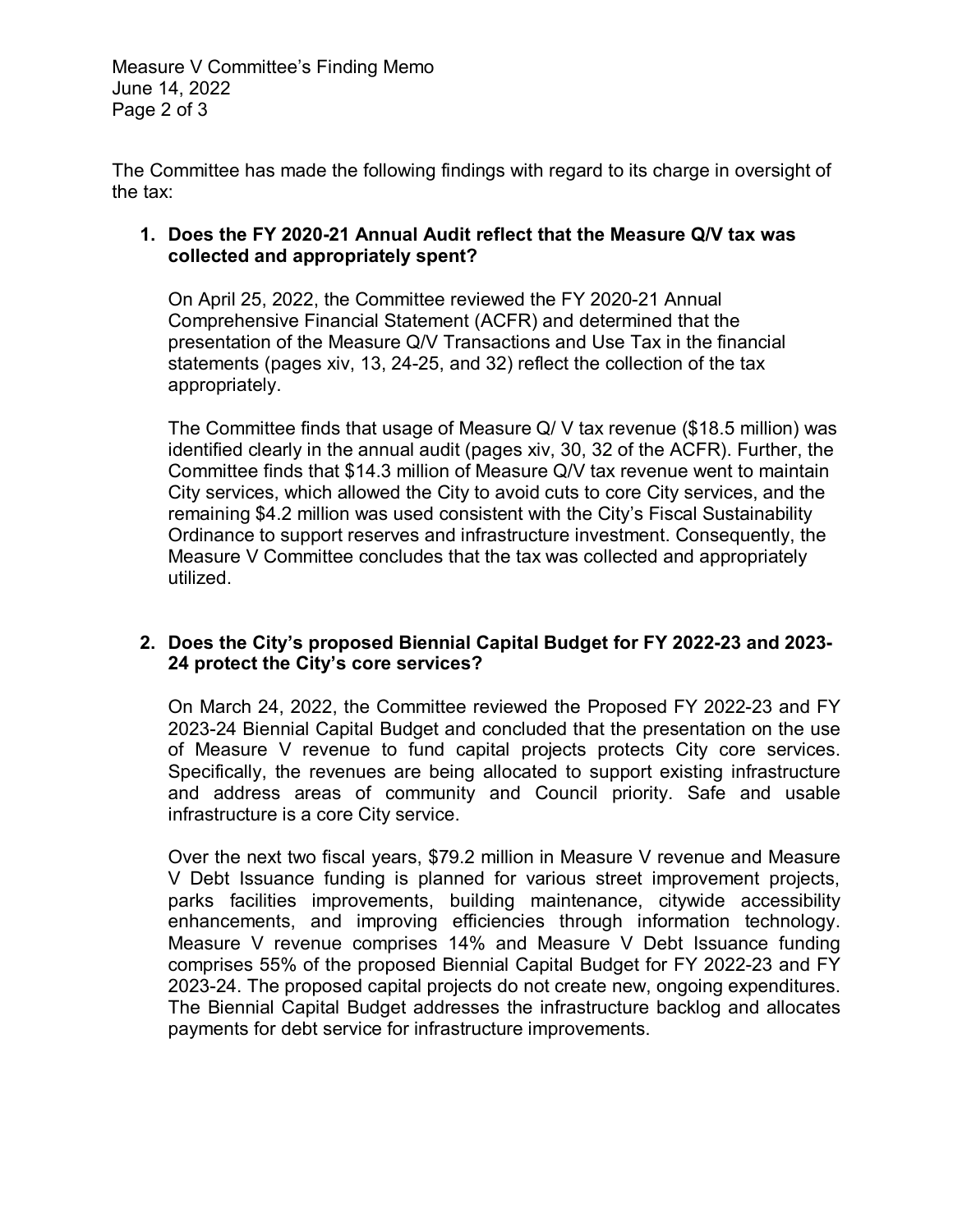The Committee has made the following findings with regard to its charge in oversight of the tax:

1. **Does the FY 2020-21 Annual Audit reflect that the Measure Q/V tax was collected and appropriately spent?**

   On April 25, 2022, the Committee reviewed the FY 2020-21 Annual Comprehensive Financial Statement (ACFR) and determined that the presentation of the Measure Q/V Transactions and Use Tax in the financial statements (pages xiv, 13, 24-25, and 32) reflect the collection of the tax appropriately.

   The Committee finds that usage of Measure Q/ V tax revenue ($18.5 million) was identified clearly in the annual audit (pages xiv, 30, 32 of the ACFR). Further, the Committee finds that $14.3 million of Measure Q/V tax revenue went to maintain City services, which allowed the City to avoid cuts to core City services, and the remaining $4.2 million was used consistent with the City's Fiscal Sustainability Ordinance to support reserves and infrastructure investment. Consequently, the Measure V Committee concludes that the tax was collected and appropriately utilized.

2. **Does the City's proposed Biennial Capital Budget for FY 2022-23 and 2023-24 protect the City's core services?**

   On March 24, 2022, the Committee reviewed the Proposed FY 2022-23 and FY 2023-24 Biennial Capital Budget and concluded that the presentation on the use of Measure V revenue to fund capital projects protects City core services. Specifically, the revenues are being allocated to support existing infrastructure and address areas of community and Council priority. Safe and usable infrastructure is a core City service.

   Over the next two fiscal years, $79.2 million in Measure V revenue and Measure V Debt Issuance funding is planned for various street improvement projects, parks facilities improvements, building maintenance, citywide accessibility enhancements, and improving efficiencies through information technology. Measure V revenue comprises 14% and Measure V Debt Issuance funding comprises 55% of the proposed Biennial Capital Budget for FY 2022-23 and FY 2023-24. The proposed capital projects do not create new, ongoing expenditures. The Biennial Capital Budget addresses the infrastructure backlog and allocates payments for debt service for infrastructure improvements.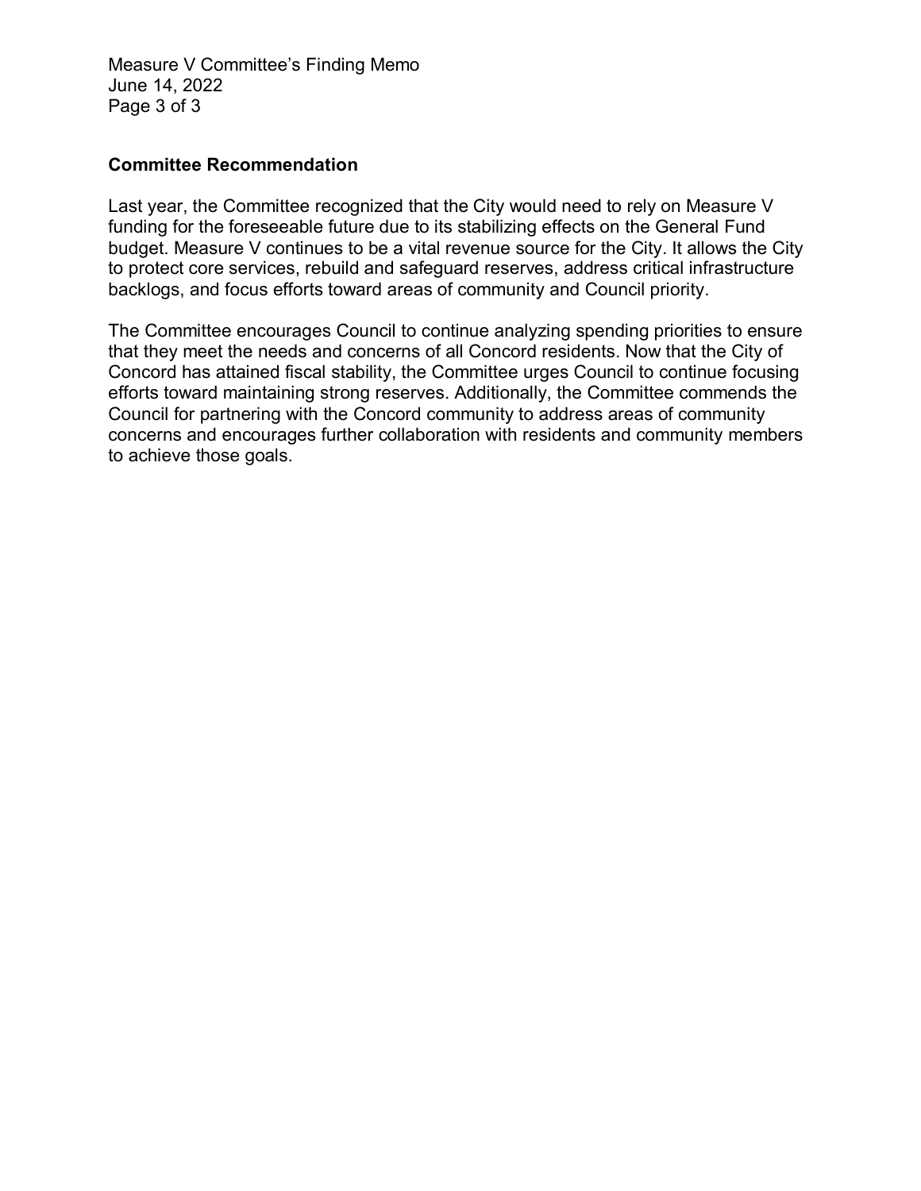**Committee Recommendation**

Last year, the Committee recognized that the City would need to rely on Measure V funding for the foreseeable future due to its stabilizing effects on the General Fund budget. Measure V continues to be a vital revenue source for the City. It allows the City to protect core services, rebuild and safeguard reserves, address critical infrastructure backlogs, and focus efforts toward areas of community and Council priority.

The Committee encourages Council to continue analyzing spending priorities to ensure that they meet the needs and concerns of all Concord residents. Now that the City of Concord has attained fiscal stability, the Committee urges Council to continue focusing efforts toward maintaining strong reserves. Additionally, the Committee commends the Council for partnering with the Concord community to address areas of community concerns and encourages further collaboration with residents and community members to achieve those goals.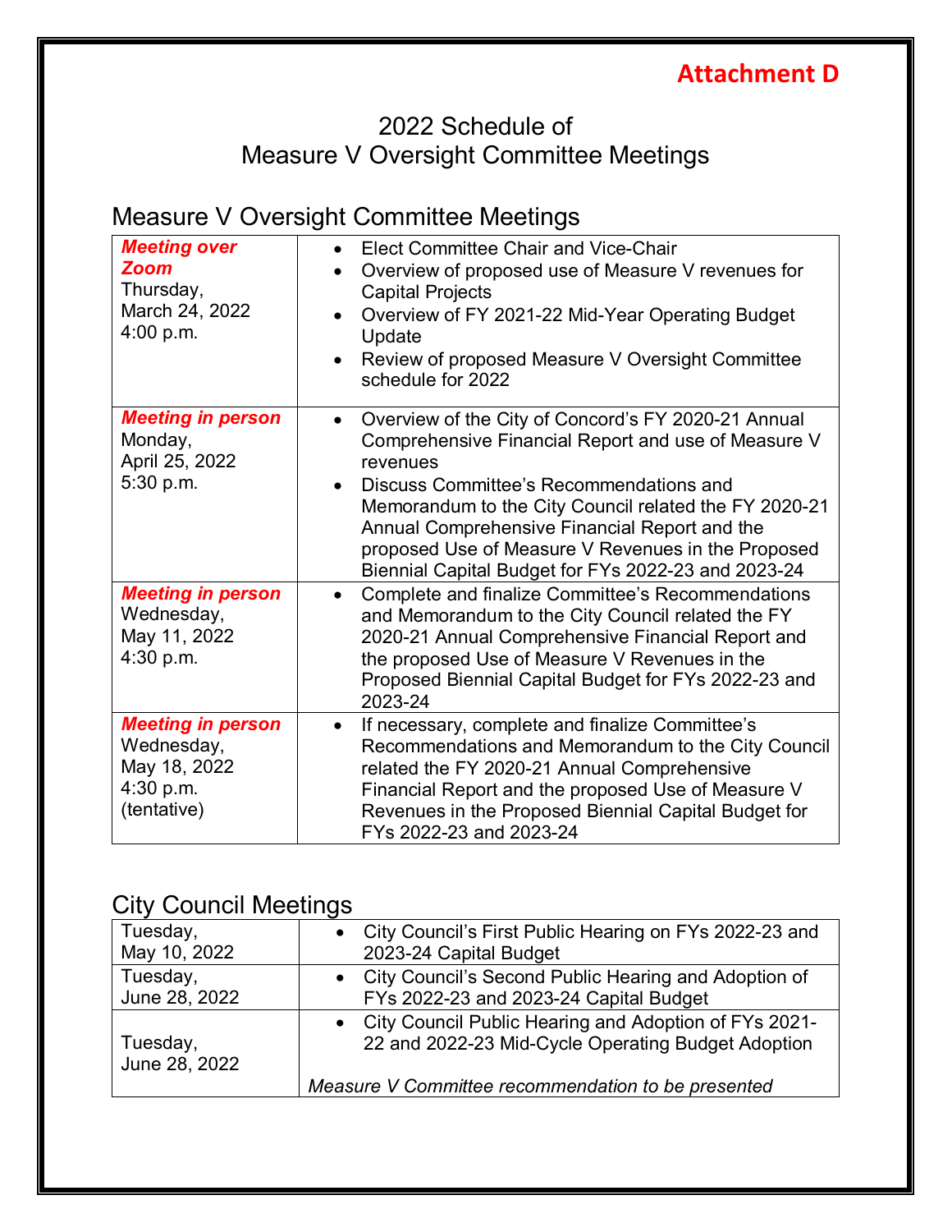**Attachment D**

# 2022 Schedule of Measure V Oversight Committee Meetings

## Measure V Oversight Committee Meetings

| | |
|---|---|
| ***Meeting over Zoom*** Thursday, March 24, 2022 4:00 p.m. | • Elect Committee Chair and Vice-Chair<br>• Overview of proposed use of Measure V revenues for Capital Projects<br>• Overview of FY 2021-22 Mid-Year Operating Budget Update<br>• Review of proposed Measure V Oversight Committee schedule for 2022 |
| ***Meeting in person*** Monday, April 25, 2022 5:30 p.m. | • Overview of the City of Concord's FY 2020-21 Annual Comprehensive Financial Report and use of Measure V revenues<br>• Discuss Committee's Recommendations and Memorandum to the City Council related the FY 2020-21 Annual Comprehensive Financial Report and the proposed Use of Measure V Revenues in the Proposed Biennial Capital Budget for FYs 2022-23 and 2023-24 |
| ***Meeting in person*** Wednesday, May 11, 2022 4:30 p.m. | • Complete and finalize Committee's Recommendations and Memorandum to the City Council related the FY 2020-21 Annual Comprehensive Financial Report and the proposed Use of Measure V Revenues in the Proposed Biennial Capital Budget for FYs 2022-23 and 2023-24 |
| ***Meeting in person*** Wednesday, May 18, 2022 4:30 p.m. (tentative) | • If necessary, complete and finalize Committee's Recommendations and Memorandum to the City Council related the FY 2020-21 Annual Comprehensive Financial Report and the proposed Use of Measure V Revenues in the Proposed Biennial Capital Budget for FYs 2022-23 and 2023-24 |

## City Council Meetings

| | |
|---|---|
| Tuesday, May 10, 2022 | • City Council's First Public Hearing on FYs 2022-23 and 2023-24 Capital Budget |
| Tuesday, June 28, 2022 | • City Council's Second Public Hearing and Adoption of FYs 2022-23 and 2023-24 Capital Budget |
| Tuesday, June 28, 2022 | • City Council Public Hearing and Adoption of FYs 2021-22 and 2022-23 Mid-Cycle Operating Budget Adoption<br><br>*Measure V Committee recommendation to be presented* |